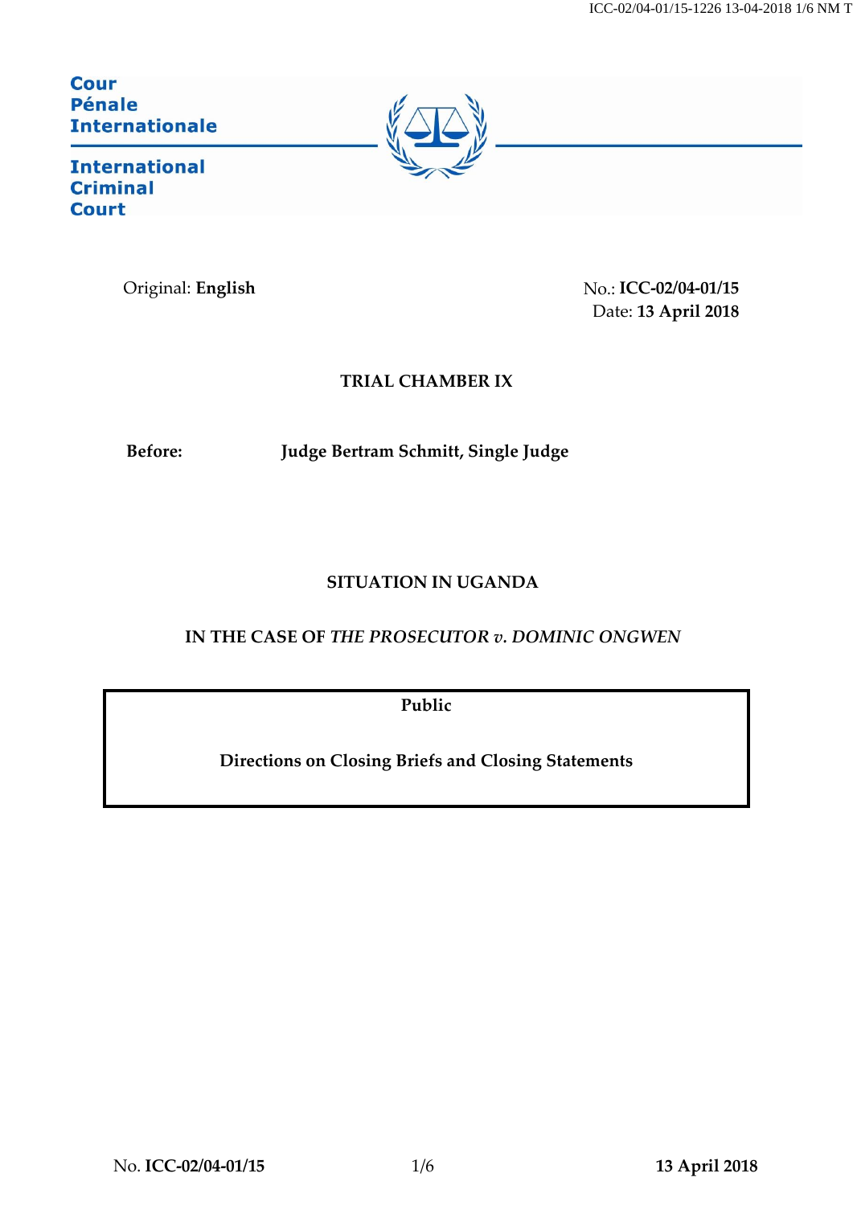Cour
Pénale
Internationale

International
Criminal
Court

Original: **English**

No.: **ICC-02/04-01/15**
Date: **13 April 2018**

**TRIAL CHAMBER IX**

**Before:** **Judge Bertram Schmitt, Single Judge**

**SITUATION IN UGANDA**

**IN THE CASE OF *THE PROSECUTOR v. DOMINIC ONGWEN***

**Public**

**Directions on Closing Briefs and Closing Statements**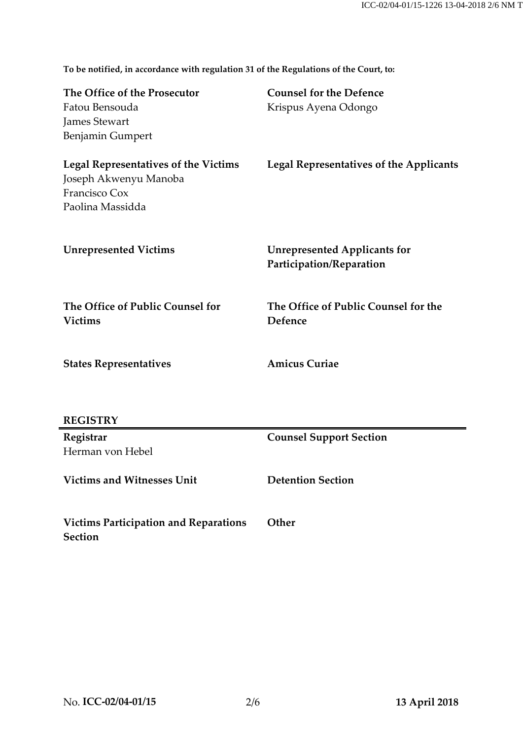**To be notified, in accordance with regulation 31 of the Regulations of the Court, to:**

**The Office of the Prosecutor**
Fatou Bensouda
James Stewart
Benjamin Gumpert

**Counsel for the Defence**
Krispus Ayena Odongo

**Legal Representatives of the Victims**
Joseph Akwenyu Manoba
Francisco Cox
Paolina Massidda

**Legal Representatives of the Applicants**

**Unrepresented Victims**

**Unrepresented Applicants for Participation/Reparation**

**The Office of Public Counsel for Victims**

**The Office of Public Counsel for the Defence**

**States Representatives**

**Amicus Curiae**

**REGISTRY**

**Registrar**
Herman von Hebel

**Counsel Support Section**

**Victims and Witnesses Unit**

**Detention Section**

**Victims Participation and Reparations Section**

**Other**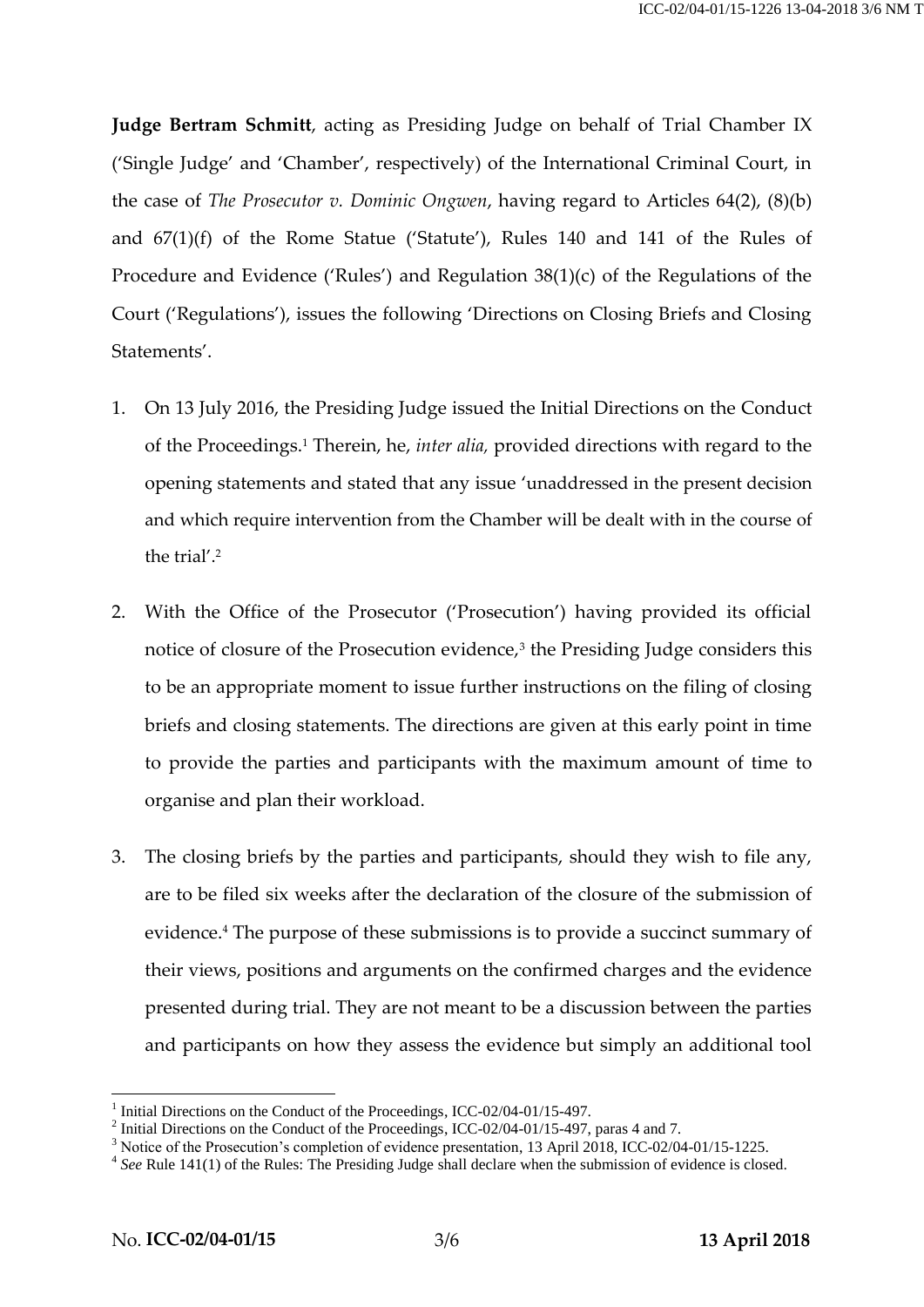**Judge Bertram Schmitt**, acting as Presiding Judge on behalf of Trial Chamber IX ('Single Judge' and 'Chamber', respectively) of the International Criminal Court, in the case of *The Prosecutor v. Dominic Ongwen*, having regard to Articles 64(2), (8)(b) and 67(1)(f) of the Rome Statue ('Statute'), Rules 140 and 141 of the Rules of Procedure and Evidence ('Rules') and Regulation 38(1)(c) of the Regulations of the Court ('Regulations'), issues the following 'Directions on Closing Briefs and Closing Statements'.

1. On 13 July 2016, the Presiding Judge issued the Initial Directions on the Conduct of the Proceedings.[1] Therein, he, *inter alia*, provided directions with regard to the opening statements and stated that any issue 'unaddressed in the present decision and which require intervention from the Chamber will be dealt with in the course of the trial'.[2]

2. With the Office of the Prosecutor ('Prosecution') having provided its official notice of closure of the Prosecution evidence,[3] the Presiding Judge considers this to be an appropriate moment to issue further instructions on the filing of closing briefs and closing statements. The directions are given at this early point in time to provide the parties and participants with the maximum amount of time to organise and plan their workload.

3. The closing briefs by the parties and participants, should they wish to file any, are to be filed six weeks after the declaration of the closure of the submission of evidence.[4] The purpose of these submissions is to provide a succinct summary of their views, positions and arguments on the confirmed charges and the evidence presented during trial. They are not meant to be a discussion between the parties and participants on how they assess the evidence but simply an additional tool

---

[1] Initial Directions on the Conduct of the Proceedings, ICC-02/04-01/15-497.

[2] Initial Directions on the Conduct of the Proceedings, ICC-02/04-01/15-497, paras 4 and 7.

[3] Notice of the Prosecution's completion of evidence presentation, 13 April 2018, ICC-02/04-01/15-1225.

[4] *See* Rule 141(1) of the Rules: The Presiding Judge shall declare when the submission of evidence is closed.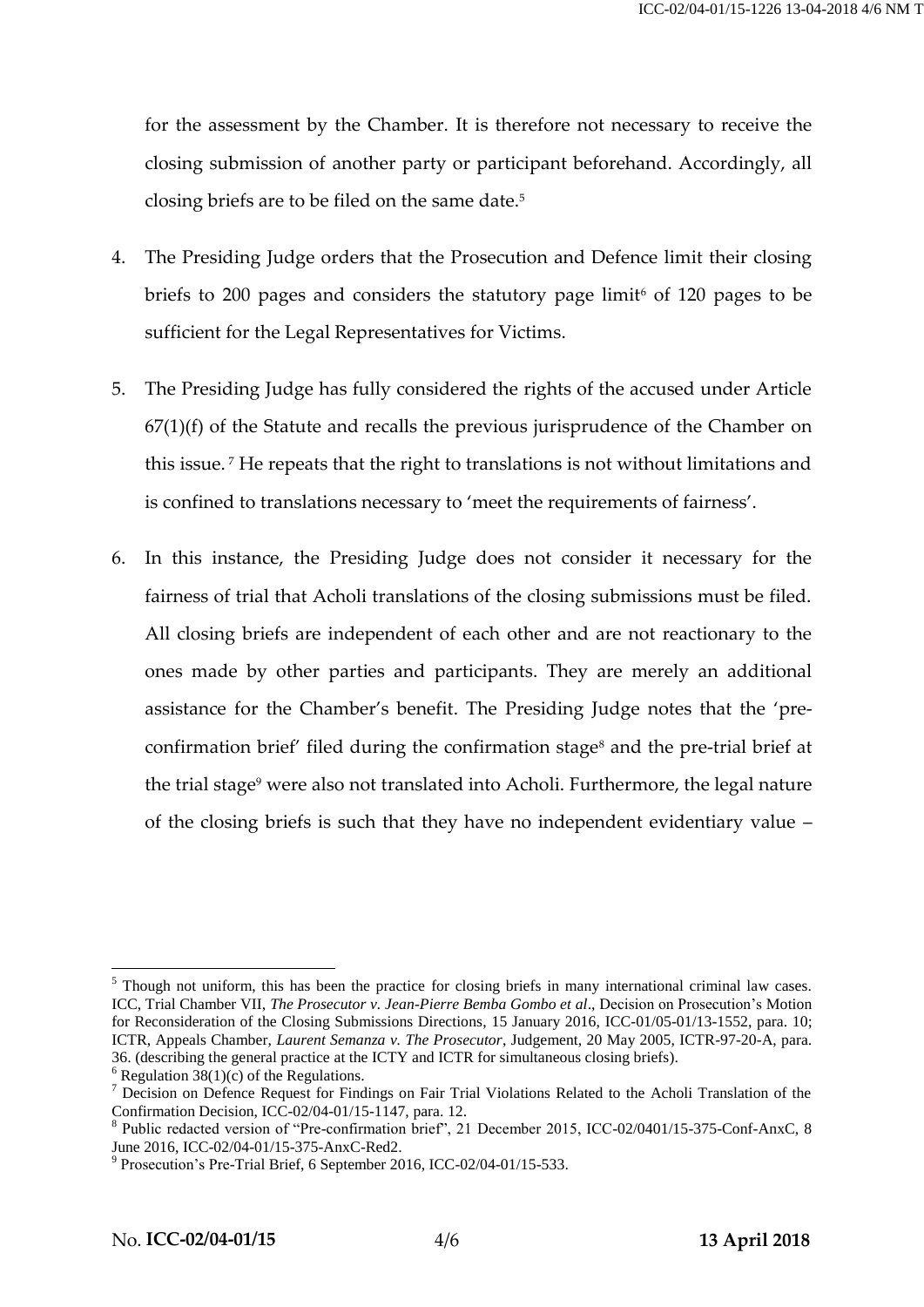for the assessment by the Chamber. It is therefore not necessary to receive the closing submission of another party or participant beforehand. Accordingly, all closing briefs are to be filed on the same date.[5]

4. The Presiding Judge orders that the Prosecution and Defence limit their closing briefs to 200 pages and considers the statutory page limit[6] of 120 pages to be sufficient for the Legal Representatives for Victims.

5. The Presiding Judge has fully considered the rights of the accused under Article 67(1)(f) of the Statute and recalls the previous jurisprudence of the Chamber on this issue.[7] He repeats that the right to translations is not without limitations and is confined to translations necessary to 'meet the requirements of fairness'.

6. In this instance, the Presiding Judge does not consider it necessary for the fairness of trial that Acholi translations of the closing submissions must be filed. All closing briefs are independent of each other and are not reactionary to the ones made by other parties and participants. They are merely an additional assistance for the Chamber's benefit. The Presiding Judge notes that the 'pre-confirmation brief' filed during the confirmation stage[8] and the pre-trial brief at the trial stage[9] were also not translated into Acholi. Furthermore, the legal nature of the closing briefs is such that they have no independent evidentiary value –

---

[5] Though not uniform, this has been the practice for closing briefs in many international criminal law cases. ICC, Trial Chamber VII, *The Prosecutor v. Jean-Pierre Bemba Gombo et al*., Decision on Prosecution's Motion for Reconsideration of the Closing Submissions Directions, 15 January 2016, ICC-01/05-01/13-1552, para. 10; ICTR, Appeals Chamber, *Laurent Semanza v. The Prosecutor*, Judgement, 20 May 2005, ICTR-97-20-A, para. 36. (describing the general practice at the ICTY and ICTR for simultaneous closing briefs).

[6] Regulation 38(1)(c) of the Regulations.

[7] Decision on Defence Request for Findings on Fair Trial Violations Related to the Acholi Translation of the Confirmation Decision, ICC-02/04-01/15-1147, para. 12.

[8] Public redacted version of "Pre-confirmation brief", 21 December 2015, ICC-02/0401/15-375-Conf-AnxC, 8 June 2016, ICC-02/04-01/15-375-AnxC-Red2.

[9] Prosecution's Pre-Trial Brief, 6 September 2016, ICC-02/04-01/15-533.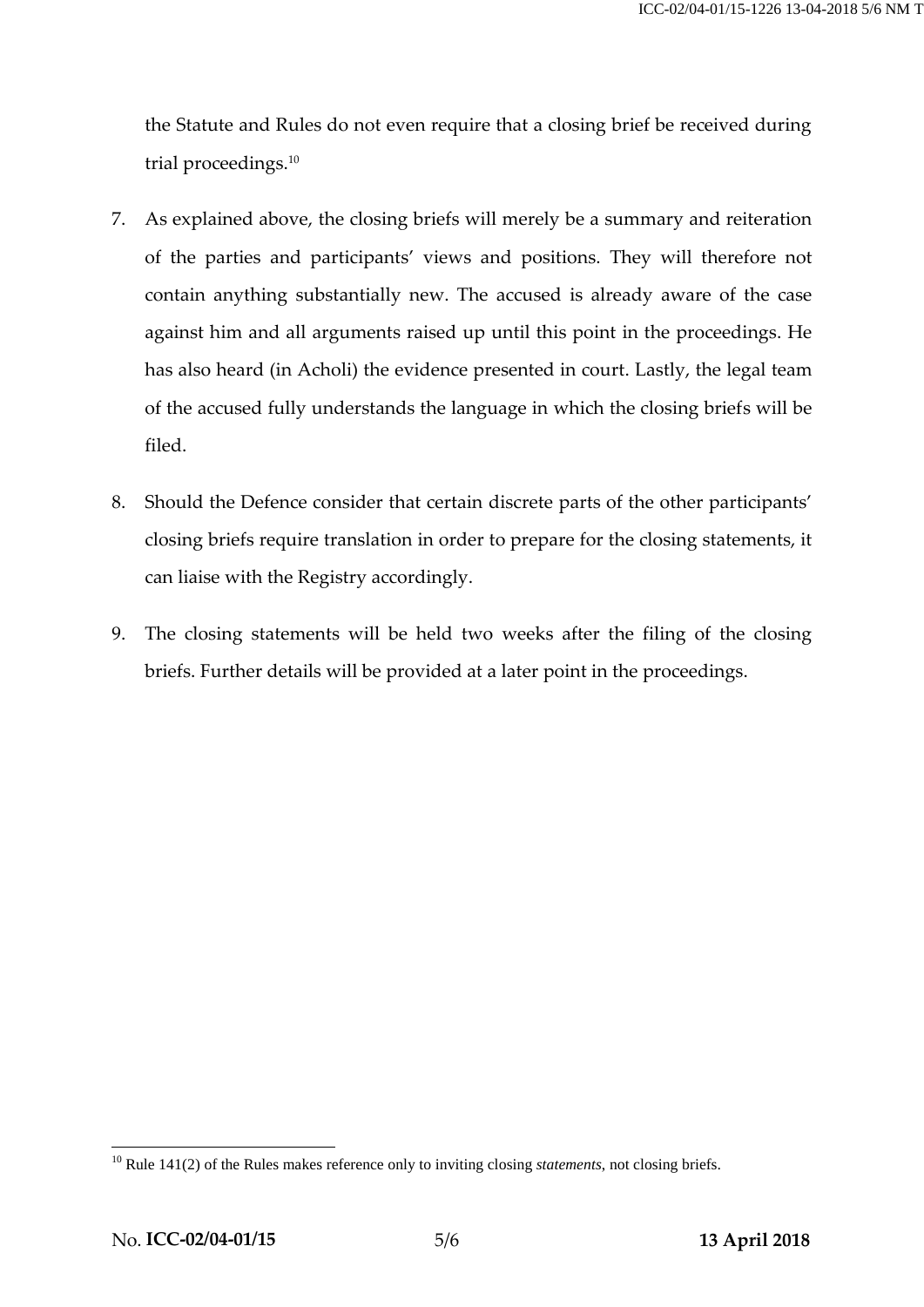the Statute and Rules do not even require that a closing brief be received during trial proceedings.[10]

7. As explained above, the closing briefs will merely be a summary and reiteration of the parties and participants' views and positions. They will therefore not contain anything substantially new. The accused is already aware of the case against him and all arguments raised up until this point in the proceedings. He has also heard (in Acholi) the evidence presented in court. Lastly, the legal team of the accused fully understands the language in which the closing briefs will be filed.

8. Should the Defence consider that certain discrete parts of the other participants' closing briefs require translation in order to prepare for the closing statements, it can liaise with the Registry accordingly.

9. The closing statements will be held two weeks after the filing of the closing briefs. Further details will be provided at a later point in the proceedings.

---

[10] Rule 141(2) of the Rules makes reference only to inviting closing *statements*, not closing briefs.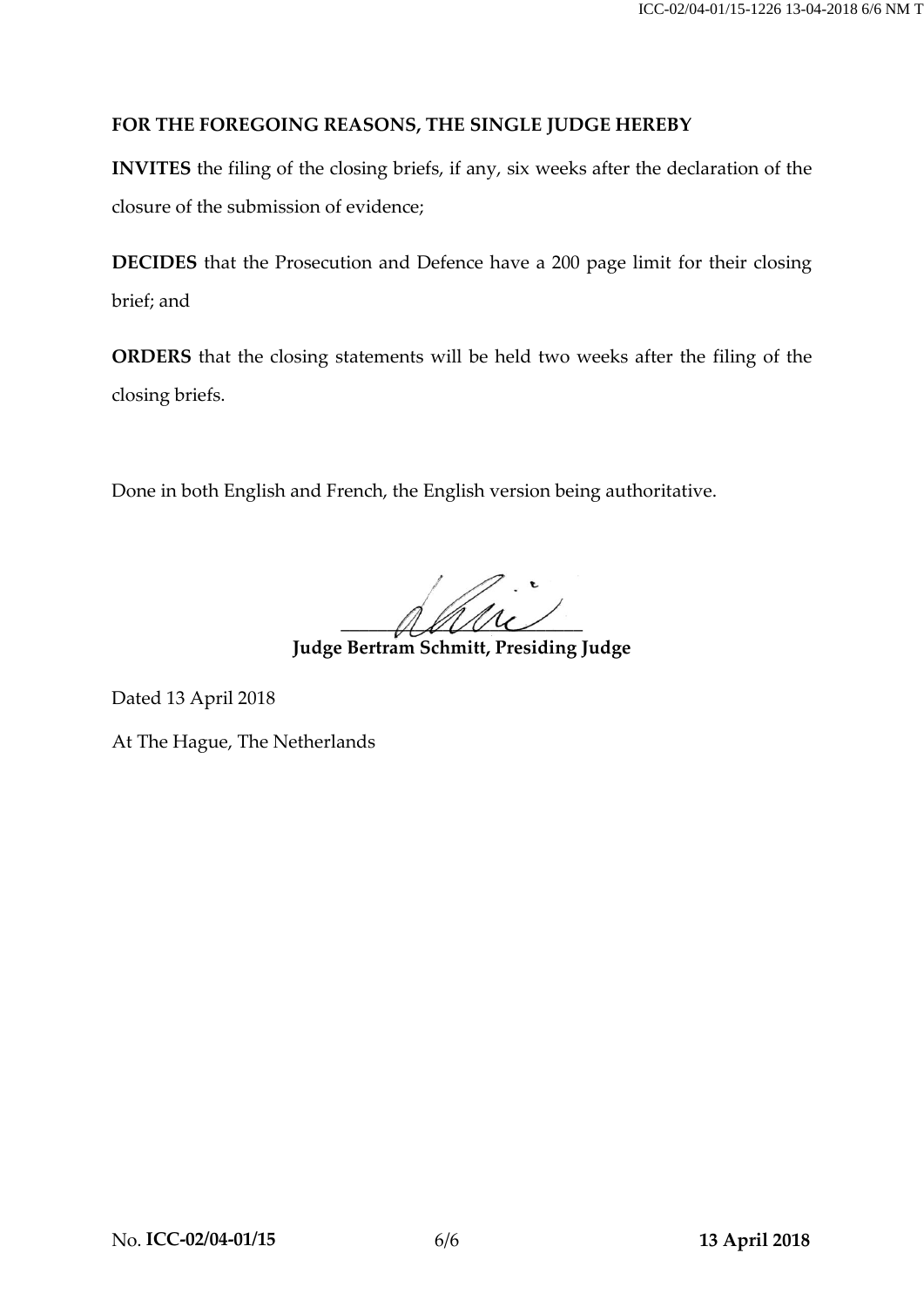**FOR THE FOREGOING REASONS, THE SINGLE JUDGE HEREBY**

**INVITES** the filing of the closing briefs, if any, six weeks after the declaration of the closure of the submission of evidence;

**DECIDES** that the Prosecution and Defence have a 200 page limit for their closing brief; and

**ORDERS** that the closing statements will be held two weeks after the filing of the closing briefs.

Done in both English and French, the English version being authoritative.

**Judge Bertram Schmitt, Presiding Judge**

Dated 13 April 2018

At The Hague, The Netherlands